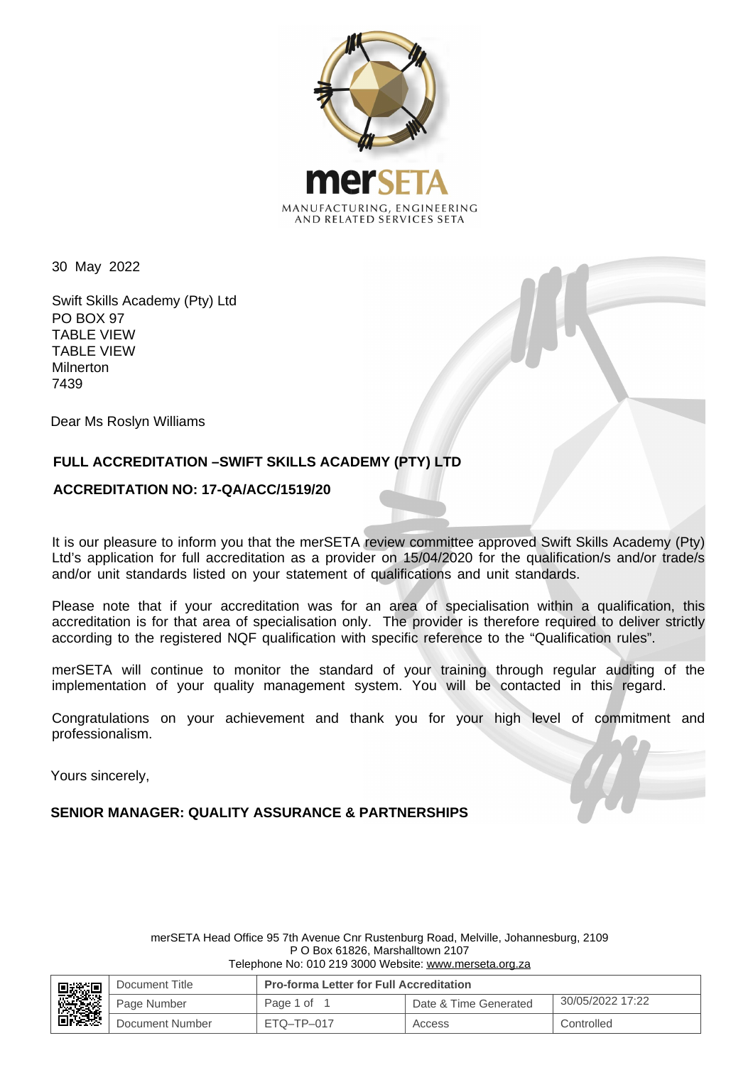merSETA

MANUFACTURING, ENGINEERING AND RELATED SERVICES SETA

30 May 2022

Swift Skills Academy (Pty) Ltd
PO BOX 97
TABLE VIEW
TABLE VIEW
Milnerton
7439

Dear Ms Roslyn Williams

**FULL ACCREDITATION –SWIFT SKILLS ACADEMY (PTY) LTD**

**ACCREDITATION NO: 17-QA/ACC/1519/20**

It is our pleasure to inform you that the merSETA review committee approved Swift Skills Academy (Pty) Ltd's application for full accreditation as a provider on 15/04/2020 for the qualification/s and/or trade/s and/or unit standards listed on your statement of qualifications and unit standards.

Please note that if your accreditation was for an area of specialisation within a qualification, this accreditation is for that area of specialisation only. The provider is therefore required to deliver strictly according to the registered NQF qualification with specific reference to the "Qualification rules".

merSETA will continue to monitor the standard of your training through regular auditing of the implementation of your quality management system. You will be contacted in this regard.

Congratulations on your achievement and thank you for your high level of commitment and professionalism.

Yours sincerely,

**SENIOR MANAGER: QUALITY ASSURANCE & PARTNERSHIPS**

merSETA Head Office 95 7th Avenue Cnr Rustenburg Road, Melville, Johannesburg, 2109
P O Box 61826, Marshalltown 2107
Telephone No: 010 219 3000 Website: www.merseta.org.za

| | Document Title | **Pro-forma Letter for Full Accreditation** | | |
|---|---|---|---|---|
| | Page Number | Page 1 of 1 | Date & Time Generated | 30/05/2022 17:22 |
| | Document Number | ETQ–TP–017 | Access | Controlled |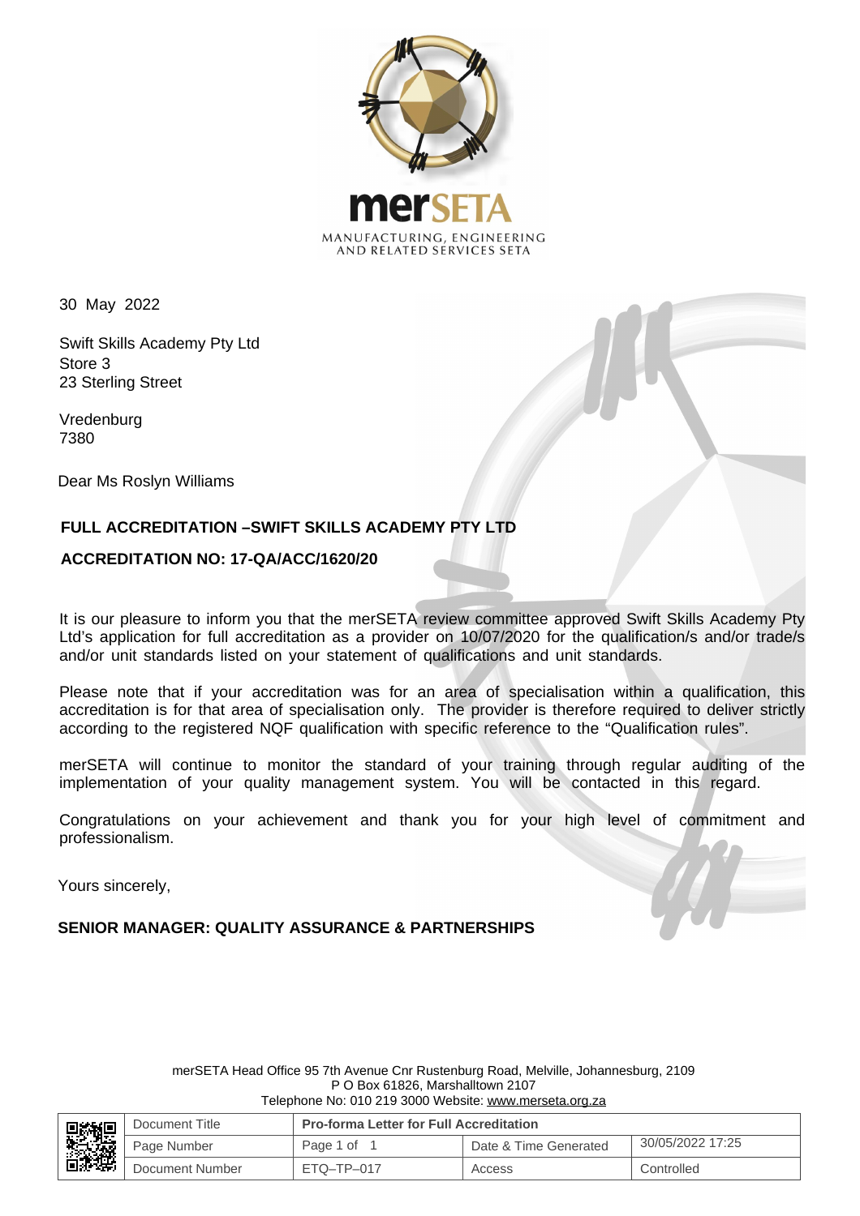merSETA

MANUFACTURING, ENGINEERING AND RELATED SERVICES SETA

30 May 2022

Swift Skills Academy Pty Ltd
Store 3
23 Sterling Street

Vredenburg
7380

Dear Ms Roslyn Williams

**FULL ACCREDITATION –SWIFT SKILLS ACADEMY PTY LTD**

**ACCREDITATION NO: 17-QA/ACC/1620/20**

It is our pleasure to inform you that the merSETA review committee approved Swift Skills Academy Pty Ltd's application for full accreditation as a provider on 10/07/2020 for the qualification/s and/or trade/s and/or unit standards listed on your statement of qualifications and unit standards.

Please note that if your accreditation was for an area of specialisation within a qualification, this accreditation is for that area of specialisation only. The provider is therefore required to deliver strictly according to the registered NQF qualification with specific reference to the "Qualification rules".

merSETA will continue to monitor the standard of your training through regular auditing of the implementation of your quality management system. You will be contacted in this regard.

Congratulations on your achievement and thank you for your high level of commitment and professionalism.

Yours sincerely,

**SENIOR MANAGER: QUALITY ASSURANCE & PARTNERSHIPS**

merSETA Head Office 95 7th Avenue Cnr Rustenburg Road, Melville, Johannesburg, 2109
P O Box 61826, Marshalltown 2107
Telephone No: 010 219 3000 Website: www.merseta.org.za

| Document Title | **Pro-forma Letter for Full Accreditation** | | |
|---|---|---|---|
| Page Number | Page 1 of 1 | Date & Time Generated | 30/05/2022 17:25 |
| Document Number | ETQ–TP–017 | Access | Controlled |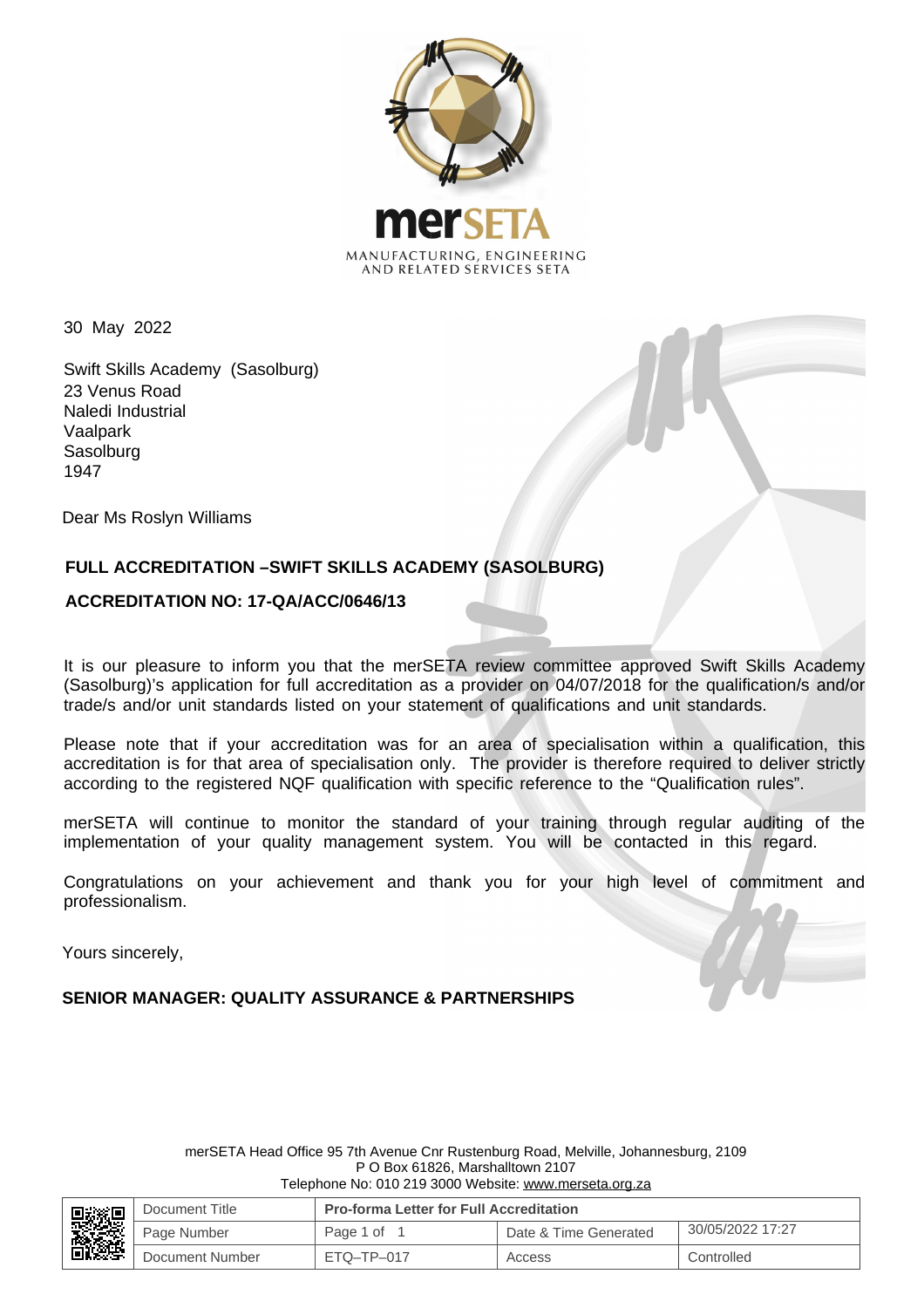merSETA

MANUFACTURING, ENGINEERING AND RELATED SERVICES SETA

30 May 2022

Swift Skills Academy (Sasolburg)
23 Venus Road
Naledi Industrial
Vaalpark
Sasolburg
1947

Dear Ms Roslyn Williams

**FULL ACCREDITATION –SWIFT SKILLS ACADEMY (SASOLBURG)**

**ACCREDITATION NO: 17-QA/ACC/0646/13**

It is our pleasure to inform you that the merSETA review committee approved Swift Skills Academy (Sasolburg)'s application for full accreditation as a provider on 04/07/2018 for the qualification/s and/or trade/s and/or unit standards listed on your statement of qualifications and unit standards.

Please note that if your accreditation was for an area of specialisation within a qualification, this accreditation is for that area of specialisation only. The provider is therefore required to deliver strictly according to the registered NQF qualification with specific reference to the "Qualification rules".

merSETA will continue to monitor the standard of your training through regular auditing of the implementation of your quality management system. You will be contacted in this regard.

Congratulations on your achievement and thank you for your high level of commitment and professionalism.

Yours sincerely,

**SENIOR MANAGER: QUALITY ASSURANCE & PARTNERSHIPS**

merSETA Head Office 95 7th Avenue Cnr Rustenburg Road, Melville, Johannesburg, 2109
P O Box 61826, Marshalltown 2107
Telephone No: 010 219 3000 Website: www.merseta.org.za

| | | | |
|---|---|---|---|
| Document Title | **Pro-forma Letter for Full Accreditation** | | |
| Page Number | Page 1 of 1 | Date & Time Generated | 30/05/2022 17:27 |
| Document Number | ETQ–TP–017 | Access | Controlled |